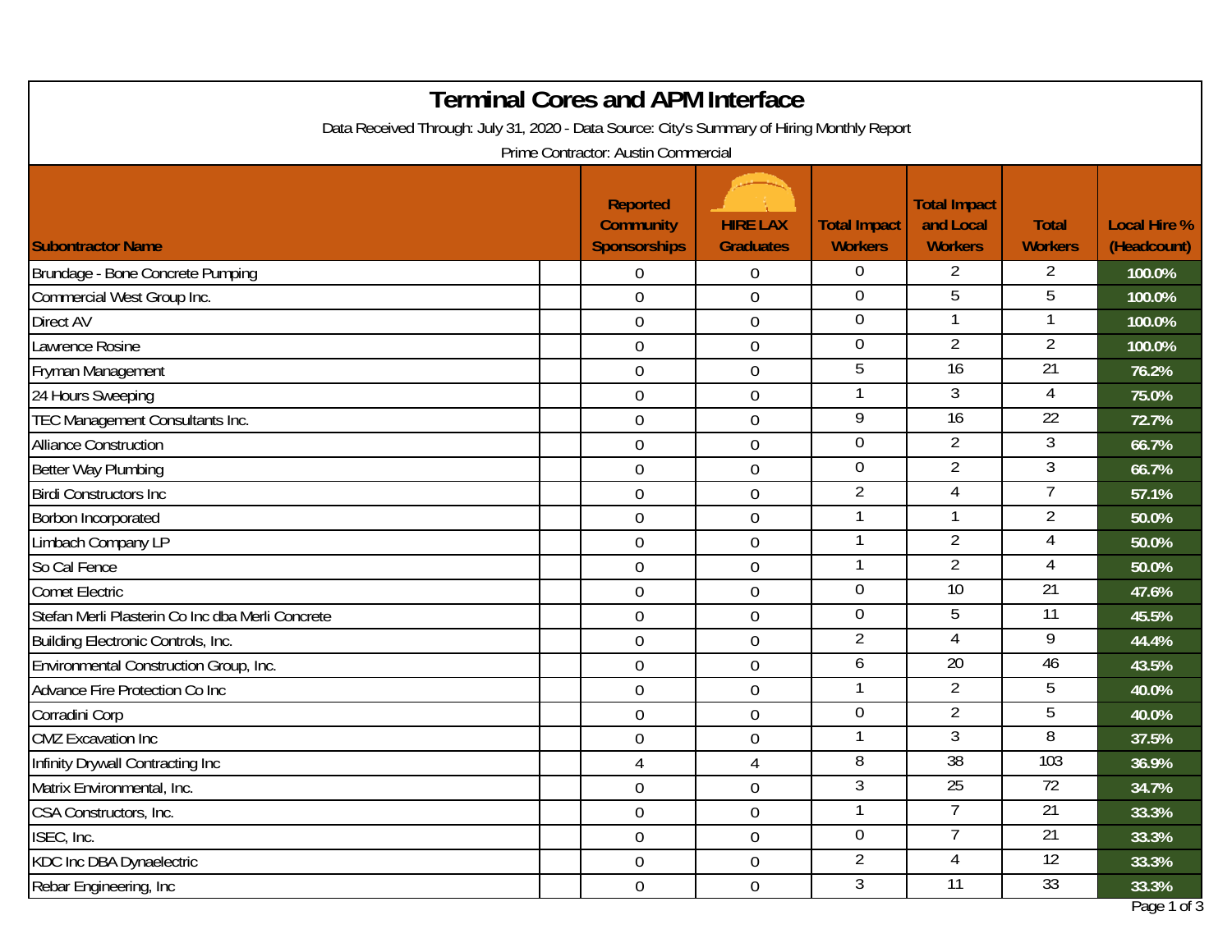# Terminal Cores and APM Interface

Data Received Through: July 31, 2020 - Data Source: City's Summary of Hiring Monthly Report

Prime Contractor: Austin Commercial

| Subontractor Name | Reported Community Sponsorships | HIRE LAX Graduates | Total Impact Workers | Total Impact and Local Workers | Total Workers | Local Hire % (Headcount) |
|---|---|---|---|---|---|---|
| Brundage - Bone Concrete Pumping | 0 | 0 | 0 | 2 | 2 | 100.0% |
| Commercial West Group Inc. | 0 | 0 | 0 | 5 | 5 | 100.0% |
| Direct AV | 0 | 0 | 0 | 1 | 1 | 100.0% |
| Lawrence Rosine | 0 | 0 | 0 | 2 | 2 | 100.0% |
| Fryman Management | 0 | 0 | 5 | 16 | 21 | 76.2% |
| 24 Hours Sweeping | 0 | 0 | 1 | 3 | 4 | 75.0% |
| TEC Management Consultants Inc. | 0 | 0 | 9 | 16 | 22 | 72.7% |
| Alliance Construction | 0 | 0 | 0 | 2 | 3 | 66.7% |
| Better Way Plumbing | 0 | 0 | 0 | 2 | 3 | 66.7% |
| Birdi Constructors Inc | 0 | 0 | 2 | 4 | 7 | 57.1% |
| Borbon Incorporated | 0 | 0 | 1 | 1 | 2 | 50.0% |
| Limbach Company LP | 0 | 0 | 1 | 2 | 4 | 50.0% |
| So Cal Fence | 0 | 0 | 1 | 2 | 4 | 50.0% |
| Comet Electric | 0 | 0 | 0 | 10 | 21 | 47.6% |
| Stefan Merli Plasterin Co Inc dba Merli Concrete | 0 | 0 | 0 | 5 | 11 | 45.5% |
| Building Electronic Controls, Inc. | 0 | 0 | 2 | 4 | 9 | 44.4% |
| Environmental Construction Group, Inc. | 0 | 0 | 6 | 20 | 46 | 43.5% |
| Advance Fire Protection Co Inc | 0 | 0 | 1 | 2 | 5 | 40.0% |
| Corradini Corp | 0 | 0 | 0 | 2 | 5 | 40.0% |
| CMZ Excavation Inc | 0 | 0 | 1 | 3 | 8 | 37.5% |
| Infinity Drywall Contracting Inc | 4 | 4 | 8 | 38 | 103 | 36.9% |
| Matrix Environmental, Inc. | 0 | 0 | 3 | 25 | 72 | 34.7% |
| CSA Constructors, Inc. | 0 | 0 | 1 | 7 | 21 | 33.3% |
| ISEC, Inc. | 0 | 0 | 0 | 7 | 21 | 33.3% |
| KDC Inc DBA Dynaelectric | 0 | 0 | 2 | 4 | 12 | 33.3% |
| Rebar Engineering, Inc | 0 | 0 | 3 | 11 | 33 | 33.3% |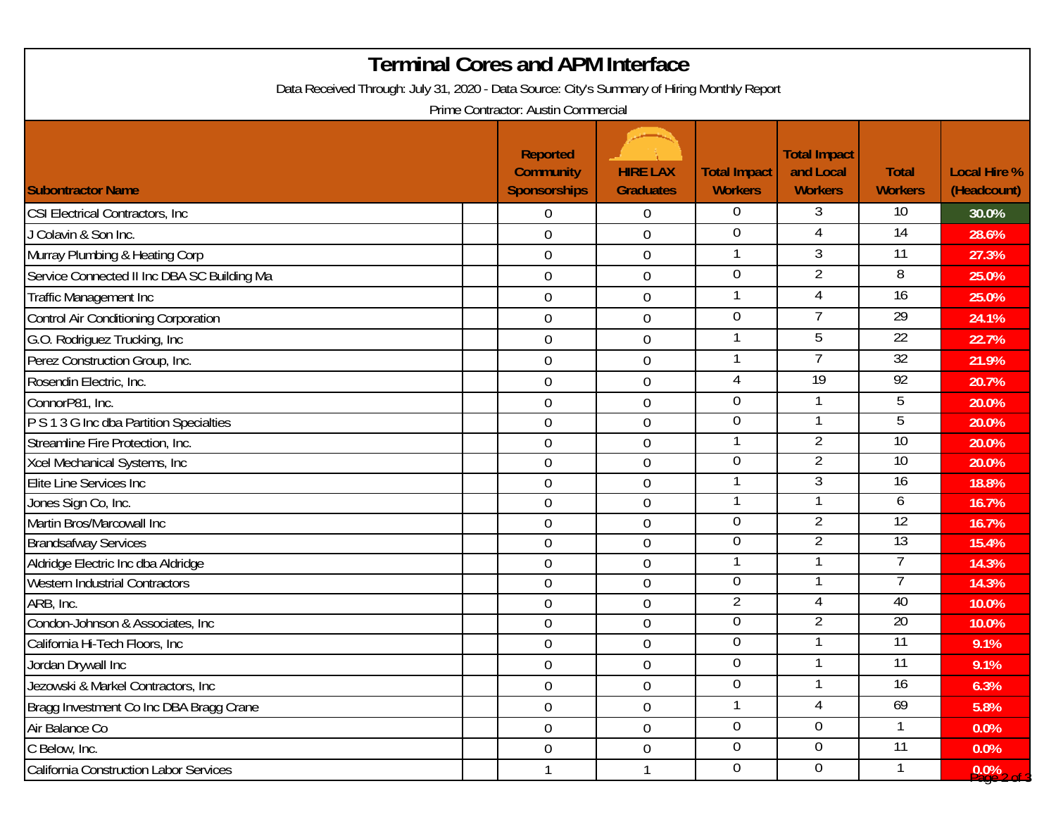# Terminal Cores and APM Interface

Data Received Through: July 31, 2020 - Data Source: City's Summary of Hiring Monthly Report

Prime Contractor: Austin Commercial

| Subontractor Name | Reported Community Sponsorships | HIRE LAX Graduates | Total Impact Workers | Total Impact and Local Workers | Total Workers | Local Hire % (Headcount) |
|---|---|---|---|---|---|---|
| CSI Electrical Contractors, Inc | 0 | 0 | 0 | 3 | 10 | 30.0% |
| J Colavin & Son Inc. | 0 | 0 | 0 | 4 | 14 | 28.6% |
| Murray Plumbing & Heating Corp | 0 | 0 | 1 | 3 | 11 | 27.3% |
| Service Connected II Inc DBA SC Building Ma | 0 | 0 | 0 | 2 | 8 | 25.0% |
| Traffic Management Inc | 0 | 0 | 1 | 4 | 16 | 25.0% |
| Control Air Conditioning Corporation | 0 | 0 | 0 | 7 | 29 | 24.1% |
| G.O. Rodriguez Trucking, Inc | 0 | 0 | 1 | 5 | 22 | 22.7% |
| Perez Construction Group, Inc. | 0 | 0 | 1 | 7 | 32 | 21.9% |
| Rosendin Electric, Inc. | 0 | 0 | 4 | 19 | 92 | 20.7% |
| ConnorP81, Inc. | 0 | 0 | 0 | 1 | 5 | 20.0% |
| P S 1 3 G Inc dba Partition Specialties | 0 | 0 | 0 | 1 | 5 | 20.0% |
| Streamline Fire Protection, Inc. | 0 | 0 | 1 | 2 | 10 | 20.0% |
| Xcel Mechanical Systems, Inc | 0 | 0 | 0 | 2 | 10 | 20.0% |
| Elite Line Services Inc | 0 | 0 | 1 | 3 | 16 | 18.8% |
| Jones Sign Co, Inc. | 0 | 0 | 1 | 1 | 6 | 16.7% |
| Martin Bros/Marcowall Inc | 0 | 0 | 0 | 2 | 12 | 16.7% |
| Brandsafway Services | 0 | 0 | 0 | 2 | 13 | 15.4% |
| Aldridge Electric Inc dba Aldridge | 0 | 0 | 1 | 1 | 7 | 14.3% |
| Western Industrial Contractors | 0 | 0 | 0 | 1 | 7 | 14.3% |
| ARB, Inc. | 0 | 0 | 2 | 4 | 40 | 10.0% |
| Condon-Johnson & Associates, Inc | 0 | 0 | 0 | 2 | 20 | 10.0% |
| California Hi-Tech Floors, Inc | 0 | 0 | 0 | 1 | 11 | 9.1% |
| Jordan Drywall Inc | 0 | 0 | 0 | 1 | 11 | 9.1% |
| Jezowski & Markel Contractors, Inc | 0 | 0 | 0 | 1 | 16 | 6.3% |
| Bragg Investment Co Inc DBA Bragg Crane | 0 | 0 | 1 | 4 | 69 | 5.8% |
| Air Balance Co | 0 | 0 | 0 | 0 | 1 | 0.0% |
| C Below, Inc. | 0 | 0 | 0 | 0 | 11 | 0.0% |
| California Construction Labor Services | 1 | 1 | 0 | 0 | 1 | 0.0% |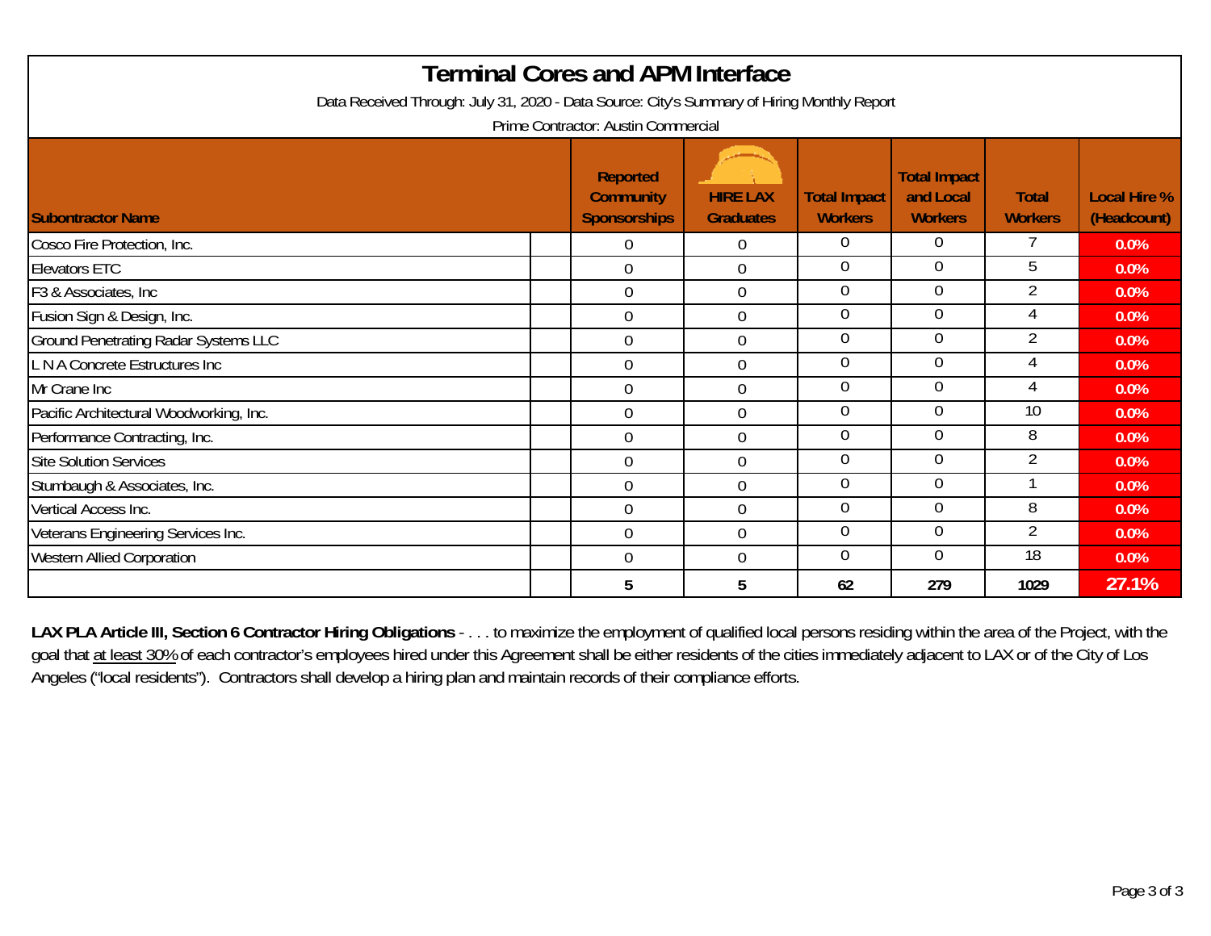# Terminal Cores and APM Interface

Data Received Through: July 31, 2020 - Data Source: City's Summary of Hiring Monthly Report

Prime Contractor: Austin Commercial

| Subcontractor Name | | Reported Community Sponsorships | HIRE LAX Graduates | Total Impact Workers | Total Impact and Local Workers | Total Workers | Local Hire % (Headcount) |
|---|---|---|---|---|---|---|---|
| Cosco Fire Protection, Inc. | | 0 | 0 | 0 | 0 | 7 | 0.0% |
| Elevators ETC | | 0 | 0 | 0 | 0 | 5 | 0.0% |
| F3 & Associates, Inc | | 0 | 0 | 0 | 0 | 2 | 0.0% |
| Fusion Sign & Design, Inc. | | 0 | 0 | 0 | 0 | 4 | 0.0% |
| Ground Penetrating Radar Systems LLC | | 0 | 0 | 0 | 0 | 2 | 0.0% |
| L N A Concrete Estructures Inc | | 0 | 0 | 0 | 0 | 4 | 0.0% |
| Mr Crane Inc | | 0 | 0 | 0 | 0 | 4 | 0.0% |
| Pacific Architectural Woodworking, Inc. | | 0 | 0 | 0 | 0 | 10 | 0.0% |
| Performance Contracting, Inc. | | 0 | 0 | 0 | 0 | 8 | 0.0% |
| Site Solution Services | | 0 | 0 | 0 | 0 | 2 | 0.0% |
| Stumbaugh & Associates, Inc. | | 0 | 0 | 0 | 0 | 1 | 0.0% |
| Vertical Access Inc. | | 0 | 0 | 0 | 0 | 8 | 0.0% |
| Veterans Engineering Services Inc. | | 0 | 0 | 0 | 0 | 2 | 0.0% |
| Western Allied Corporation | | 0 | 0 | 0 | 0 | 18 | 0.0% |
| | | 5 | 5 | 62 | 279 | 1029 | 27.1% |

**LAX PLA Article III, Section 6 Contractor Hiring Obligations** - . . . to maximize the employment of qualified local persons residing within the area of the Project, with the goal that at least 30% of each contractor's employees hired under this Agreement shall be either residents of the cities immediately adjacent to LAX or of the City of Los Angeles ("local residents"). Contractors shall develop a hiring plan and maintain records of their compliance efforts.